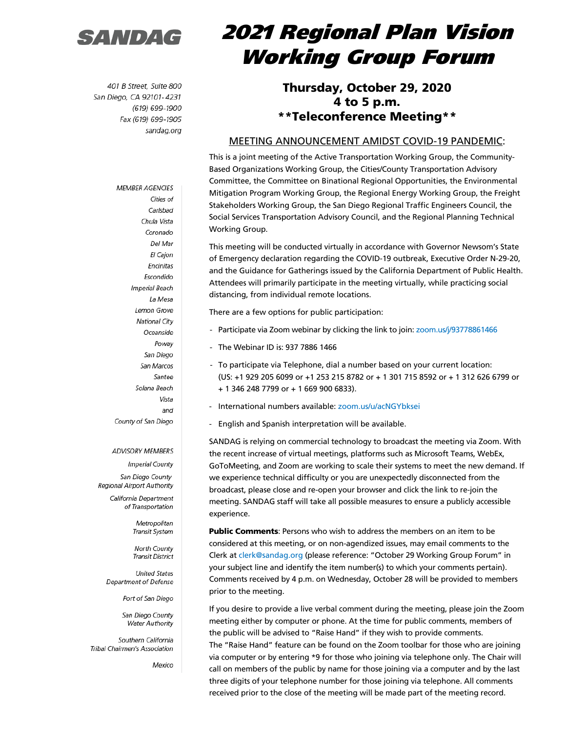SANDAG

401 B Street, Suite 800
San Diego, CA 92101-4231
(619) 699-1900
Fax (619) 699-1905
sandag.org

# 2021 Regional Plan Vision Working Group Forum

## Thursday, October 29, 2020
## 4 to 5 p.m.
## **Teleconference Meeting**

MEETING ANNOUNCEMENT AMIDST COVID-19 PANDEMIC:

This is a joint meeting of the Active Transportation Working Group, the Community-Based Organizations Working Group, the Cities/County Transportation Advisory Committee, the Committee on Binational Regional Opportunities, the Environmental Mitigation Program Working Group, the Regional Energy Working Group, the Freight Stakeholders Working Group, the San Diego Regional Traffic Engineers Council, the Social Services Transportation Advisory Council, and the Regional Planning Technical Working Group.

This meeting will be conducted virtually in accordance with Governor Newsom's State of Emergency declaration regarding the COVID-19 outbreak, Executive Order N-29-20, and the Guidance for Gatherings issued by the California Department of Public Health. Attendees will primarily participate in the meeting virtually, while practicing social distancing, from individual remote locations.

There are a few options for public participation:

- Participate via Zoom webinar by clicking the link to join: zoom.us/j/93778861466
- The Webinar ID is: 937 7886 1466
- To participate via Telephone, dial a number based on your current location: (US: +1 929 205 6099 or +1 253 215 8782 or + 1 301 715 8592 or + 1 312 626 6799 or + 1 346 248 7799 or + 1 669 900 6833).
- International numbers available: zoom.us/u/acNGYbksei
- English and Spanish interpretation will be available.

SANDAG is relying on commercial technology to broadcast the meeting via Zoom. With the recent increase of virtual meetings, platforms such as Microsoft Teams, WebEx, GoToMeeting, and Zoom are working to scale their systems to meet the new demand. If we experience technical difficulty or you are unexpectedly disconnected from the broadcast, please close and re-open your browser and click the link to re-join the meeting. SANDAG staff will take all possible measures to ensure a publicly accessible experience.

**Public Comments**: Persons who wish to address the members on an item to be considered at this meeting, or on non-agendized issues, may email comments to the Clerk at clerk@sandag.org (please reference: "October 29 Working Group Forum" in your subject line and identify the item number(s) to which your comments pertain). Comments received by 4 p.m. on Wednesday, October 28 will be provided to members prior to the meeting.

If you desire to provide a live verbal comment during the meeting, please join the Zoom meeting either by computer or phone. At the time for public comments, members of the public will be advised to "Raise Hand" if they wish to provide comments. The "Raise Hand" feature can be found on the Zoom toolbar for those who are joining via computer or by entering *9 for those who joining via telephone only. The Chair will call on members of the public by name for those joining via a computer and by the last three digits of your telephone number for those joining via telephone. All comments received prior to the close of the meeting will be made part of the meeting record.

*MEMBER AGENCIES*

*Cities of Carlsbad, Chula Vista, Coronado, Del Mar, El Cajon, Encinitas, Escondido, Imperial Beach, La Mesa, Lemon Grove, National City, Oceanside, Poway, San Diego, San Marcos, Santee, Solana Beach, Vista and County of San Diego*

*ADVISORY MEMBERS*

*Imperial County*

*San Diego County Regional Airport Authority*

*California Department of Transportation*

*Metropolitan Transit System*

*North County Transit District*

*United States Department of Defense*

*Port of San Diego*

*San Diego County Water Authority*

*Southern California Tribal Chairmen's Association*

*Mexico*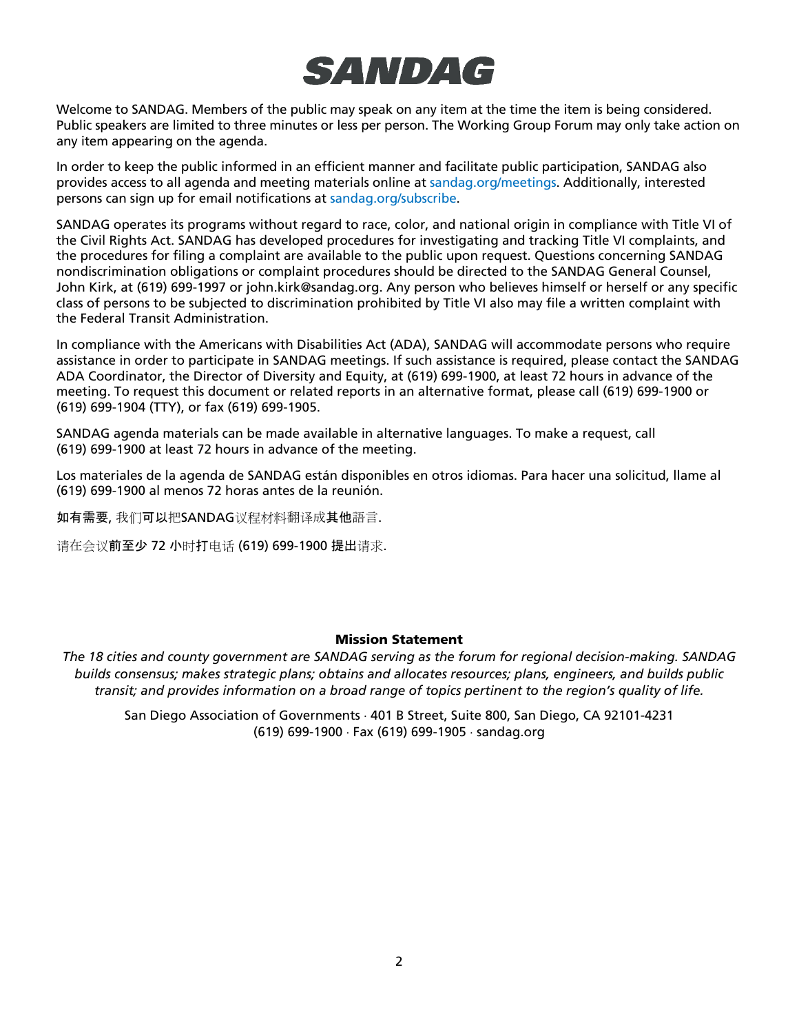# SANDAG

Welcome to SANDAG. Members of the public may speak on any item at the time the item is being considered. Public speakers are limited to three minutes or less per person. The Working Group Forum may only take action on any item appearing on the agenda.

In order to keep the public informed in an efficient manner and facilitate public participation, SANDAG also provides access to all agenda and meeting materials online at sandag.org/meetings. Additionally, interested persons can sign up for email notifications at sandag.org/subscribe.

SANDAG operates its programs without regard to race, color, and national origin in compliance with Title VI of the Civil Rights Act. SANDAG has developed procedures for investigating and tracking Title VI complaints, and the procedures for filing a complaint are available to the public upon request. Questions concerning SANDAG nondiscrimination obligations or complaint procedures should be directed to the SANDAG General Counsel, John Kirk, at (619) 699-1997 or john.kirk@sandag.org. Any person who believes himself or herself or any specific class of persons to be subjected to discrimination prohibited by Title VI also may file a written complaint with the Federal Transit Administration.

In compliance with the Americans with Disabilities Act (ADA), SANDAG will accommodate persons who require assistance in order to participate in SANDAG meetings. If such assistance is required, please contact the SANDAG ADA Coordinator, the Director of Diversity and Equity, at (619) 699-1900, at least 72 hours in advance of the meeting. To request this document or related reports in an alternative format, please call (619) 699-1900 or (619) 699-1904 (TTY), or fax (619) 699-1905.

SANDAG agenda materials can be made available in alternative languages. To make a request, call (619) 699-1900 at least 72 hours in advance of the meeting.

Los materiales de la agenda de SANDAG están disponibles en otros idiomas. Para hacer una solicitud, llame al (619) 699-1900 al menos 72 horas antes de la reunión.

如有需要, 我们可以把SANDAG议程材料翻译成其他語言.

请在会议前至少 72 小时打电话 (619) 699-1900 提出请求.

**Mission Statement**

*The 18 cities and county government are SANDAG serving as the forum for regional decision-making. SANDAG builds consensus; makes strategic plans; obtains and allocates resources; plans, engineers, and builds public transit; and provides information on a broad range of topics pertinent to the region's quality of life.*

San Diego Association of Governments · 401 B Street, Suite 800, San Diego, CA 92101-4231
(619) 699-1900 · Fax (619) 699-1905 · sandag.org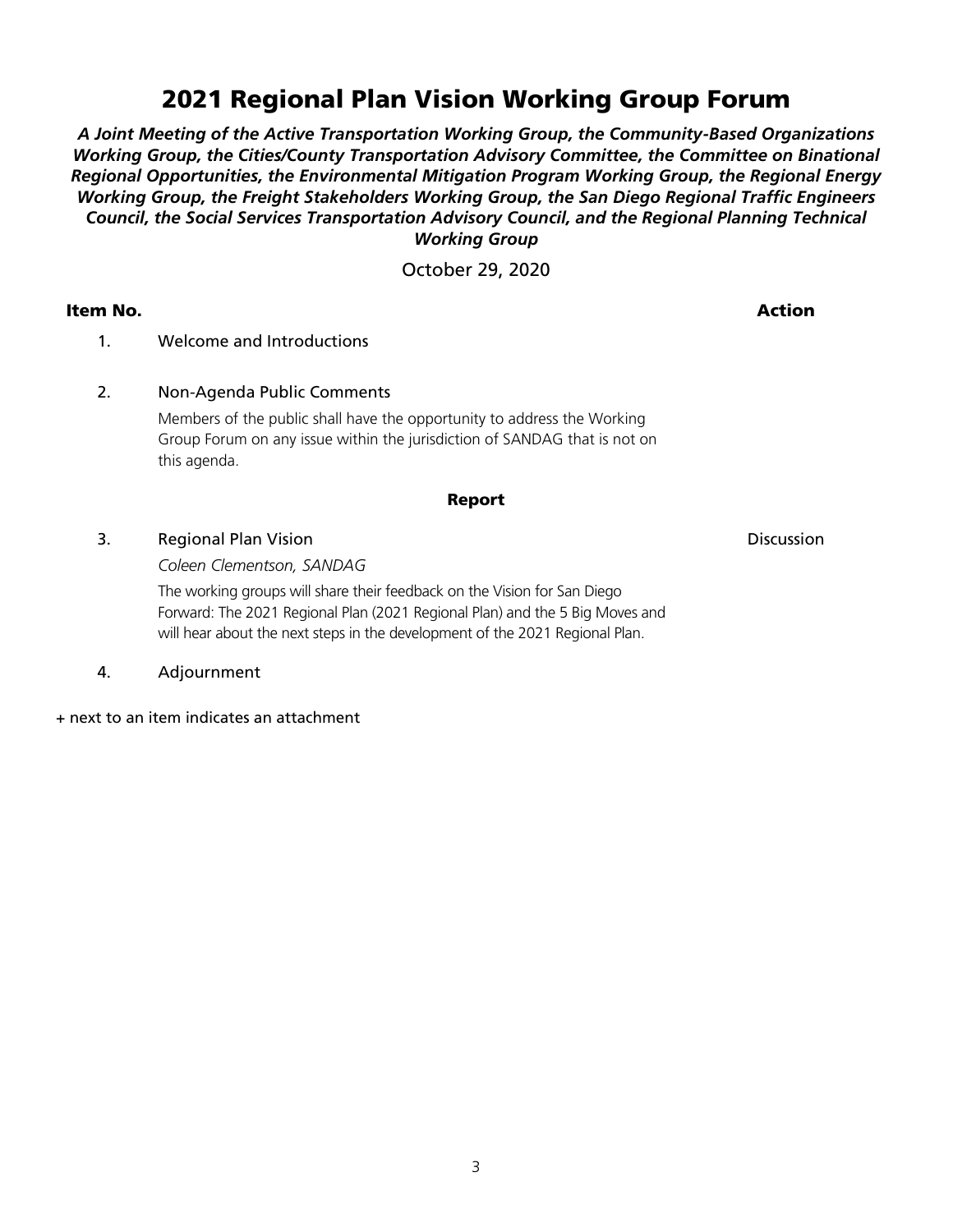# 2021 Regional Plan Vision Working Group Forum

***A Joint Meeting of the Active Transportation Working Group, the Community-Based Organizations Working Group, the Cities/County Transportation Advisory Committee, the Committee on Binational Regional Opportunities, the Environmental Mitigation Program Working Group, the Regional Energy Working Group, the Freight Stakeholders Working Group, the San Diego Regional Traffic Engineers Council, the Social Services Transportation Advisory Council, and the Regional Planning Technical Working Group***

October 29, 2020

| Item No. | | Action |
|---|---|---|
| 1. | Welcome and Introductions | |
| 2. | Non-Agenda Public Comments<br>Members of the public shall have the opportunity to address the Working Group Forum on any issue within the jurisdiction of SANDAG that is not on this agenda. | |
| | **Report** | |
| 3. | Regional Plan Vision<br>*Coleen Clementson, SANDAG*<br>The working groups will share their feedback on the Vision for San Diego Forward: The 2021 Regional Plan (2021 Regional Plan) and the 5 Big Moves and will hear about the next steps in the development of the 2021 Regional Plan. | Discussion |
| 4. | Adjournment | |

+ next to an item indicates an attachment